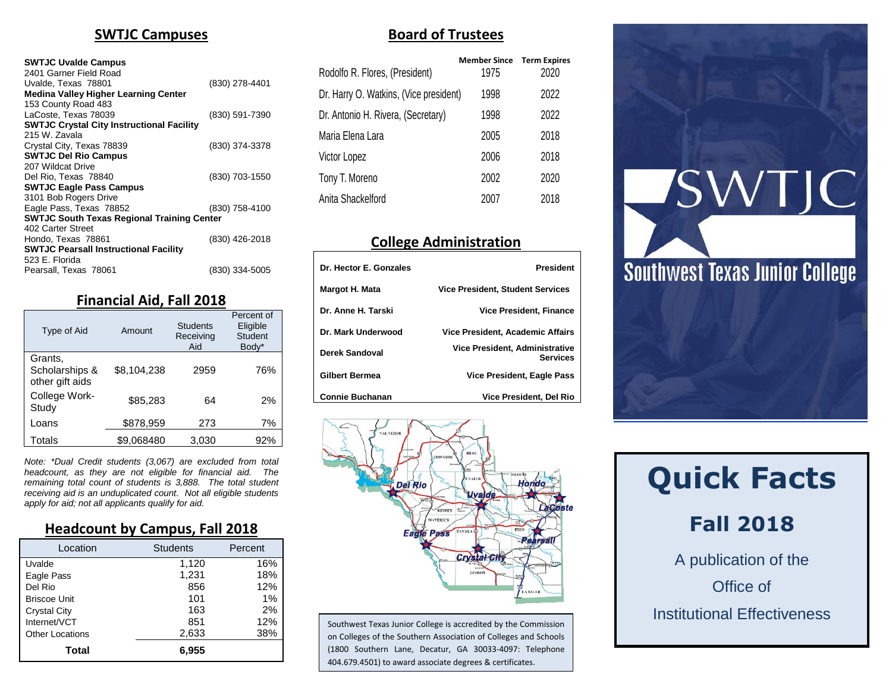## SWTJC Campuses

| Campus | Phone |
|---|---|
| **SWTJC Uvalde Campus**<br>2401 Garner Field Road<br>Uvalde, Texas 78801 | (830) 278-4401 |
| **Medina Valley Higher Learning Center**<br>153 County Road 483<br>LaCoste, Texas 78039 | (830) 591-7390 |
| **SWTJC Crystal City Instructional Facility**<br>215 W. Zavala<br>Crystal City, Texas 78839 | (830) 374-3378 |
| **SWTJC Del Rio Campus**<br>207 Wildcat Drive<br>Del Rio, Texas 78840 | (830) 703-1550 |
| **SWTJC Eagle Pass Campus**<br>3101 Bob Rogers Drive<br>Eagle Pass, Texas 78852 | (830) 758-4100 |
| **SWTJC South Texas Regional Training Center**<br>402 Carter Street<br>Hondo, Texas 78861 | (830) 426-2018 |
| **SWTJC Pearsall Instructional Facility**<br>523 E. Florida<br>Pearsall, Texas 78061 | (830) 334-5005 |

## Financial Aid, Fall 2018

| Type of Aid | Amount | Students Receiving Aid | Percent of Eligible Student Body* |
|---|---|---|---|
| Grants, Scholarships & other gift aids | $8,104,238 | 2959 | 76% |
| College Work-Study | $85,283 | 64 | 2% |
| Loans | $878,959 | 273 | 7% |
| Totals | $9,068480 | 3,030 | 92% |

*Note: *Dual Credit students (3,067) are excluded from total headcount, as they are not eligible for financial aid. The remaining total count of students is 3,888. The total student receiving aid is an unduplicated count. Not all eligible students apply for aid; not all applicants qualify for aid.*

## Headcount by Campus, Fall 2018

| Location | Students | Percent |
|---|---|---|
| Uvalde | 1,120 | 16% |
| Eagle Pass | 1,231 | 18% |
| Del Rio | 856 | 12% |
| Briscoe Unit | 101 | 1% |
| Crystal City | 163 | 2% |
| Internet/VCT | 851 | 12% |
| Other Locations | 2,633 | 38% |
| **Total** | **6,955** | |

## Board of Trustees

| | Member Since | Term Expires |
|---|---|---|
| Rodolfo R. Flores, (President) | 1975 | 2020 |
| Dr. Harry O. Watkins, (Vice president) | 1998 | 2022 |
| Dr. Antonio H. Rivera, (Secretary) | 1998 | 2022 |
| Maria Elena Lara | 2005 | 2018 |
| Victor Lopez | 2006 | 2018 |
| Tony T. Moreno | 2002 | 2020 |
| Anita Shackelford | 2007 | 2018 |

## College Administration

| Name | Title |
|---|---|
| **Dr. Hector E. Gonzales** | **President** |
| **Margot H. Mata** | **Vice President, Student Services** |
| **Dr. Anne H. Tarski** | **Vice President, Finance** |
| **Dr. Mark Underwood** | **Vice President, Academic Affairs** |
| **Derek Sandoval** | **Vice President, Administrative Services** |
| **Gilbert Bermea** | **Vice President, Eagle Pass** |
| **Connie Buchanan** | **Vice President, Del Rio** |

Val Verde · Edwards · Real · Uvalde · Medina · Kinney · Maverick · Zavala · Frio · Dimmit · La Salle · Del Rio · Uvalde · Hondo · LaCoste · Eagle Pass · Pearsall · Crystal City

Southwest Texas Junior College is accredited by the Commission on Colleges of the Southern Association of Colleges and Schools (1800 Southern Lane, Decatur, GA 30033-4097: Telephone 404.679.4501) to award associate degrees & certificates.

SWTJC

Southwest Texas Junior College

# Quick Facts

## Fall 2018

A publication of the Office of Institutional Effectiveness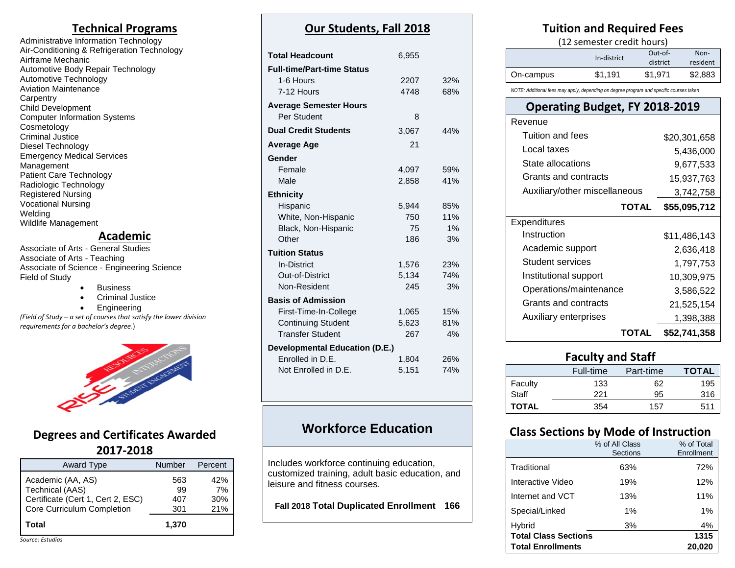## Technical Programs

Administrative Information Technology
Air-Conditioning & Refrigeration Technology
Airframe Mechanic
Automotive Body Repair Technology
Automotive Technology
Aviation Maintenance
Carpentry
Child Development
Computer Information Systems
Cosmetology
Criminal Justice
Diesel Technology
Emergency Medical Services
Management
Patient Care Technology
Radiologic Technology
Registered Nursing
Vocational Nursing
Welding
Wildlife Management

## Academic

Associate of Arts - General Studies
Associate of Arts - Teaching
Associate of Science - Engineering Science
Field of Study

- Business
- Criminal Justice
- Engineering

*(Field of Study – a set of courses that satisfy the lower division requirements for a bachelor's degree.)*

## Degrees and Certificates Awarded 2017-2018

| Award Type | Number | Percent |
|---|---|---|
| Academic (AA, AS) | 563 | 42% |
| Technical (AAS) | 99 | 7% |
| Certificate (Cert 1, Cert 2, ESC) | 407 | 30% |
| Core Curriculum Completion | 301 | 21% |
| **Total** | **1,370** | |

*Source: Estudias*

## Our Students, Fall 2018

| | | |
|---|---|---|
| **Total Headcount** | 6,955 | |
| **Full-time/Part-time Status** | | |
| 1-6 Hours | 2207 | 32% |
| 7-12 Hours | 4748 | 68% |
| **Average Semester Hours** | | |
| Per Student | 8 | |
| **Dual Credit Students** | 3,067 | 44% |
| **Average Age** | 21 | |
| **Gender** | | |
| Female | 4,097 | 59% |
| Male | 2,858 | 41% |
| **Ethnicity** | | |
| Hispanic | 5,944 | 85% |
| White, Non-Hispanic | 750 | 11% |
| Black, Non-Hispanic | 75 | 1% |
| Other | 186 | 3% |
| **Tuition Status** | | |
| In-District | 1,576 | 23% |
| Out-of-District | 5,134 | 74% |
| Non-Resident | 245 | 3% |
| **Basis of Admission** | | |
| First-Time-In-College | 1,065 | 15% |
| Continuing Student | 5,623 | 81% |
| Transfer Student | 267 | 4% |
| **Developmental Education (D.E.)** | | |
| Enrolled in D.E. | 1,804 | 26% |
| Not Enrolled in D.E. | 5,151 | 74% |

## Workforce Education

Includes workforce continuing education, customized training, adult basic education, and leisure and fitness courses.

**Fall 2018 Total Duplicated Enrollment 166**

## Tuition and Required Fees

(12 semester credit hours)

| | In-district | Out-of-district | Non-resident |
|---|---|---|---|
| On-campus | $1,191 | $1,971 | $2,883 |

*NOTE: Additional fees may apply, depending on degree program and specific courses taken*

## Operating Budget, FY 2018-2019

| | |
|---|---|
| Revenue | |
| Tuition and fees | $20,301,658 |
| Local taxes | 5,436,000 |
| State allocations | 9,677,533 |
| Grants and contracts | 15,937,763 |
| Auxiliary/other miscellaneous | 3,742,758 |
| **TOTAL** | **$55,095,712** |
| Expenditures | |
| Instruction | $11,486,143 |
| Academic support | 2,636,418 |
| Student services | 1,797,753 |
| Institutional support | 10,309,975 |
| Operations/maintenance | 3,586,522 |
| Grants and contracts | 21,525,154 |
| Auxiliary enterprises | 1,398,388 |
| **TOTAL** | **$52,741,358** |

## Faculty and Staff

| | Full-time | Part-time | TOTAL |
|---|---|---|---|
| Faculty | 133 | 62 | 195 |
| Staff | 221 | 95 | 316 |
| **TOTAL** | 354 | 157 | 511 |

## Class Sections by Mode of Instruction

| | % of All Class Sections | % of Total Enrollment |
|---|---|---|
| Traditional | 63% | 72% |
| Interactive Video | 19% | 12% |
| Internet and VCT | 13% | 11% |
| Special/Linked | 1% | 1% |
| Hybrid | 3% | 4% |
| **Total Class Sections** | | **1315** |
| **Total Enrollments** | | **20,020** |